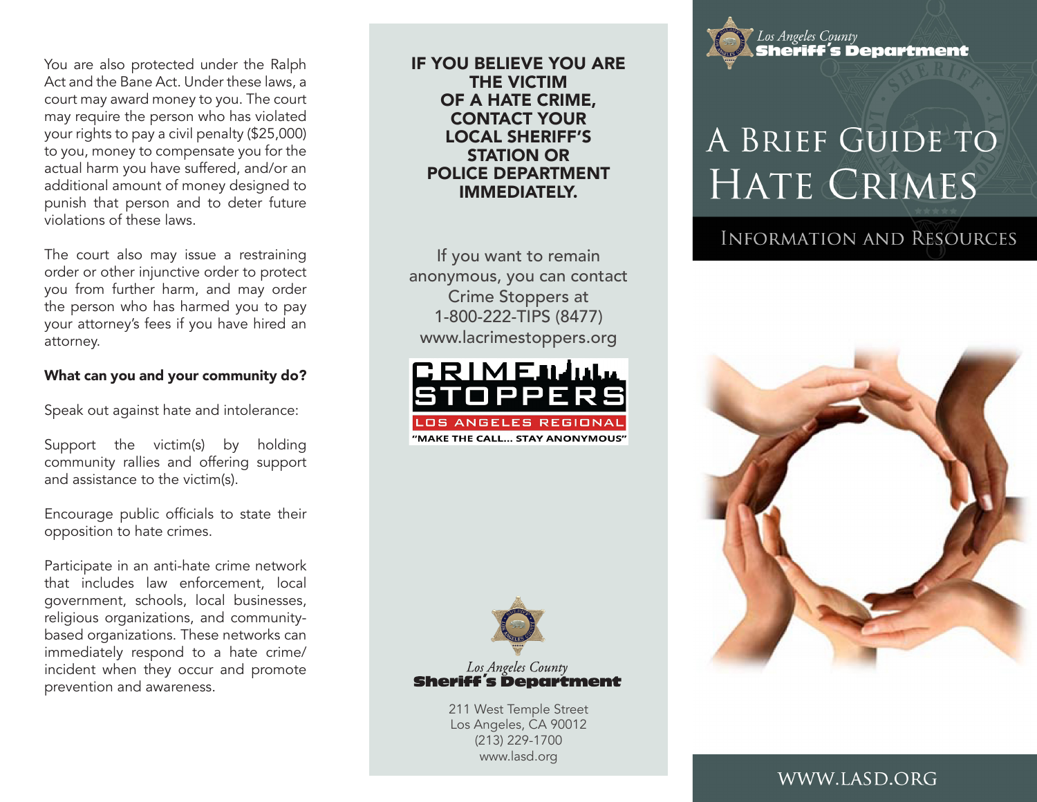You are also protected under the Ralph Act and the Bane Act. Under these laws, a court may award money to you. The court may require the person who has violated your rights to pay a civil penalty ($25,000) to you, money to compensate you for the actual harm you have suffered, and/or an additional amount of money designed to punish that person and to deter future violations of these laws.

The court also may issue a restraining order or other injunctive order to protect you from further harm, and may order the person who has harmed you to pay your attorney's fees if you have hired an attorney.

**What can you and your community do?**

Speak out against hate and intolerance:

Support the victim(s) by holding community rallies and offering support and assistance to the victim(s).

Encourage public officials to state their opposition to hate crimes.

Participate in an anti-hate crime network that includes law enforcement, local government, schools, local businesses, religious organizations, and community-based organizations. These networks can immediately respond to a hate crime/ incident when they occur and promote prevention and awareness.

**IF YOU BELIEVE YOU ARE THE VICTIM OF A HATE CRIME, CONTACT YOUR LOCAL SHERIFF'S STATION OR POLICE DEPARTMENT IMMEDIATELY.**

If you want to remain anonymous, you can contact Crime Stoppers at 1-800-222-TIPS (8477) www.lacrimestoppers.org

CRIME STOPPERS
LOS ANGELES REGIONAL
"MAKE THE CALL... STAY ANONYMOUS"

*Los Angeles County*
**Sheriff's Department**

211 West Temple Street
Los Angeles, CA 90012
(213) 229-1700
www.lasd.org

*Los Angeles County*
**Sheriff's Department**

# A Brief Guide to Hate Crimes

## Information and Resources

WWW.LASD.ORG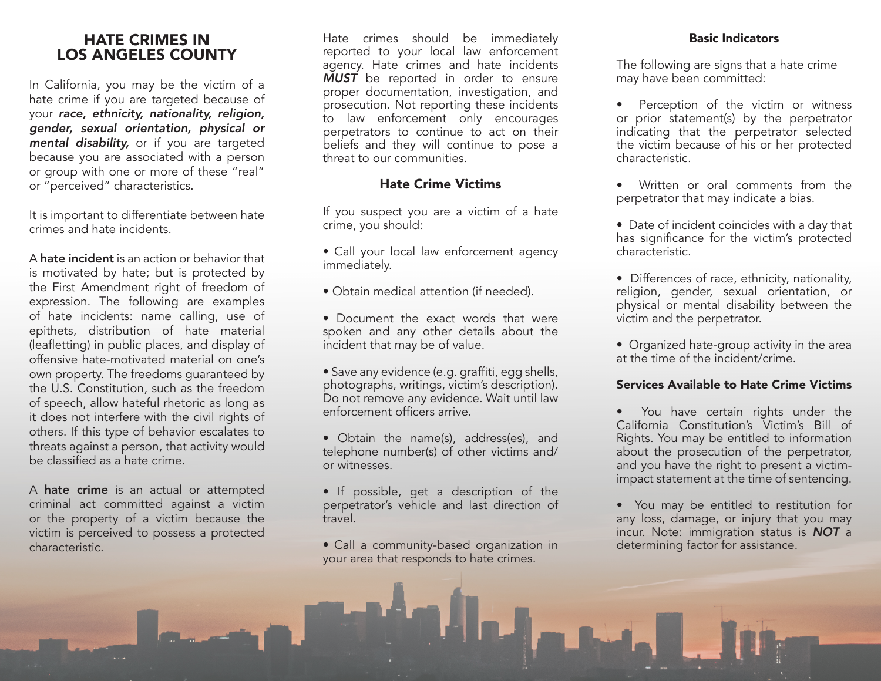# HATE CRIMES IN LOS ANGELES COUNTY

In California, you may be the victim of a hate crime if you are targeted because of your ***race, ethnicity, nationality, religion, gender, sexual orientation, physical or mental disability,*** or if you are targeted because you are associated with a person or group with one or more of these "real" or "perceived" characteristics.

It is important to differentiate between hate crimes and hate incidents.

A **hate incident** is an action or behavior that is motivated by hate; but is protected by the First Amendment right of freedom of expression. The following are examples of hate incidents: name calling, use of epithets, distribution of hate material (leafletting) in public places, and display of offensive hate-motivated material on one's own property. The freedoms guaranteed by the U.S. Constitution, such as the freedom of speech, allow hateful rhetoric as long as it does not interfere with the civil rights of others. If this type of behavior escalates to threats against a person, that activity would be classified as a hate crime.

A **hate crime** is an actual or attempted criminal act committed against a victim or the property of a victim because the victim is perceived to possess a protected characteristic.

Hate crimes should be immediately reported to your local law enforcement agency. Hate crimes and hate incidents ***MUST*** be reported in order to ensure proper documentation, investigation, and prosecution. Not reporting these incidents to law enforcement only encourages perpetrators to continue to act on their beliefs and they will continue to pose a threat to our communities.

## Hate Crime Victims

If you suspect you are a victim of a hate crime, you should:

- Call your local law enforcement agency immediately.
- Obtain medical attention (if needed).
- Document the exact words that were spoken and any other details about the incident that may be of value.
- Save any evidence (e.g. graffiti, egg shells, photographs, writings, victim's description). Do not remove any evidence. Wait until law enforcement officers arrive.
- Obtain the name(s), address(es), and telephone number(s) of other victims and/or witnesses.
- If possible, get a description of the perpetrator's vehicle and last direction of travel.
- Call a community-based organization in your area that responds to hate crimes.

## Basic Indicators

The following are signs that a hate crime may have been committed:

- Perception of the victim or witness or prior statement(s) by the perpetrator indicating that the perpetrator selected the victim because of his or her protected characteristic.
- Written or oral comments from the perpetrator that may indicate a bias.
- Date of incident coincides with a day that has significance for the victim's protected characteristic.
- Differences of race, ethnicity, nationality, religion, gender, sexual orientation, or physical or mental disability between the victim and the perpetrator.
- Organized hate-group activity in the area at the time of the incident/crime.

## Services Available to Hate Crime Victims

- You have certain rights under the California Constitution's Victim's Bill of Rights. You may be entitled to information about the prosecution of the perpetrator, and you have the right to present a victim-impact statement at the time of sentencing.
- You may be entitled to restitution for any loss, damage, or injury that you may incur. Note: immigration status is ***NOT*** a determining factor for assistance.